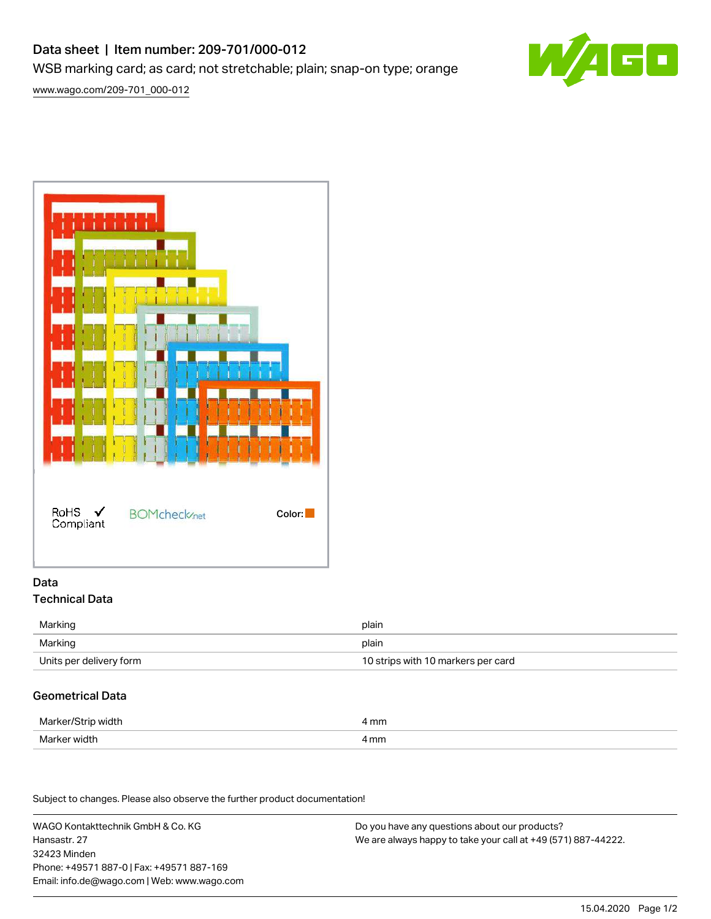# Data sheet | Item number: 209-701/000-012

WSB marking card; as card; not stretchable; plain; snap-on type; orange

www.wago.com/209-701_000-012

RoHS Compliant

BOMcheck.net

Color:

## Data

### Technical Data

| | |
|---|---|
| Marking | plain |
| Marking | plain |
| Units per delivery form | 10 strips with 10 markers per card |

### Geometrical Data

| | |
|---|---|
| Marker/Strip width | 4 mm |
| Marker width | 4 mm |

Subject to changes. Please also observe the further product documentation!

WAGO Kontakttechnik GmbH & Co. KG
Hansastr. 27
32423 Minden
Phone: +49571 887-0 | Fax: +49571 887-169
Email: info.de@wago.com | Web: www.wago.com

Do you have any questions about our products?
We are always happy to take your call at +49 (571) 887-44222.

15.04.2020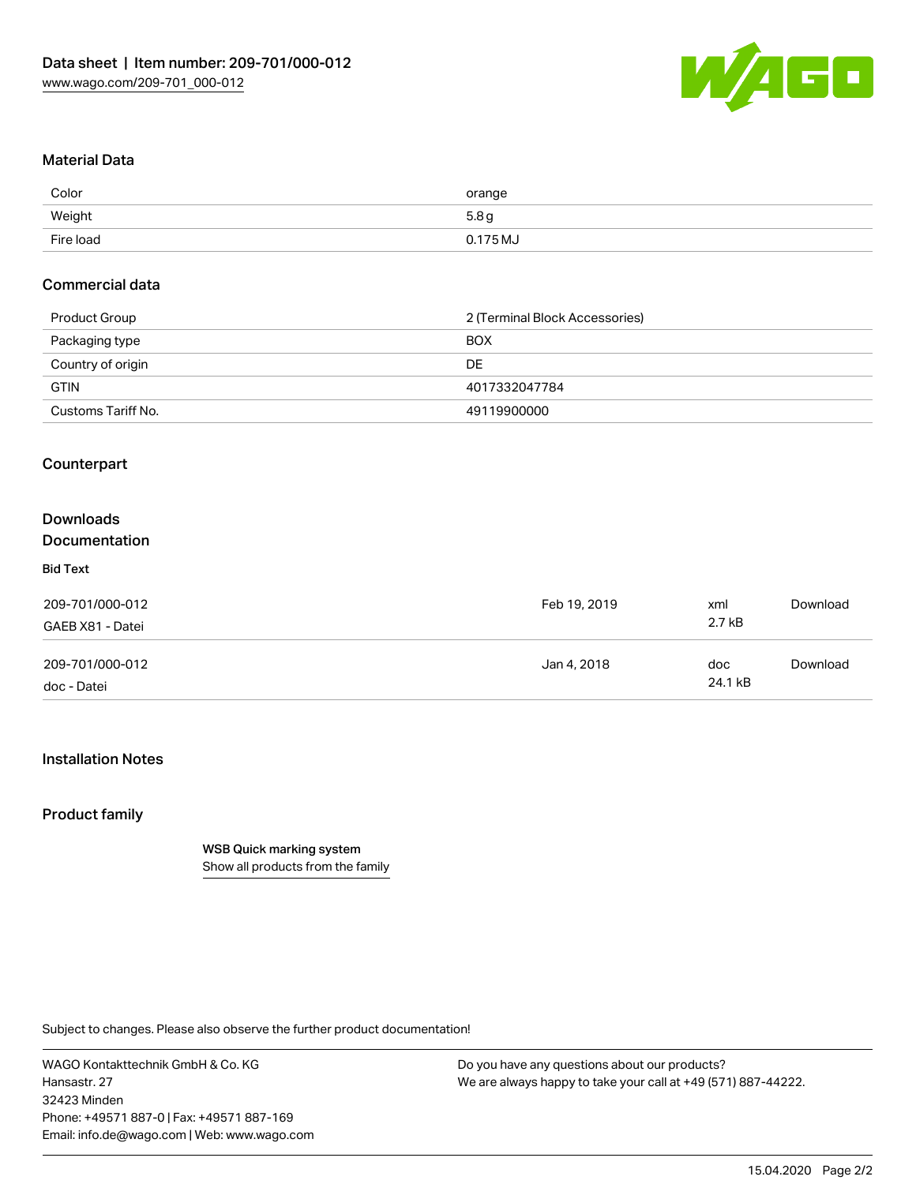Data sheet | Item number: 209-701/000-012
www.wago.com/209-701_000-012

## Material Data

| | |
|---|---|
| Color | orange |
| Weight | 5.8 g |
| Fire load | 0.175 MJ |

## Commercial data

| | |
|---|---|
| Product Group | 2 (Terminal Block Accessories) |
| Packaging type | BOX |
| Country of origin | DE |
| GTIN | 4017332047784 |
| Customs Tariff No. | 49119900000 |

## Counterpart

## Downloads

## Documentation

### Bid Text

| | | | |
|---|---|---|---|
| 209-701/000-012<br>GAEB X81 - Datei | Feb 19, 2019 | xml<br>2.7 kB | Download |
| 209-701/000-012<br>doc - Datei | Jan 4, 2018 | doc<br>24.1 kB | Download |

## Installation Notes

## Product family

**WSB Quick marking system**
Show all products from the family

Subject to changes. Please also observe the further product documentation!

WAGO Kontakttechnik GmbH & Co. KG
Hansastr. 27
32423 Minden
Phone: +49571 887-0 | Fax: +49571 887-169
Email: info.de@wago.com | Web: www.wago.com

Do you have any questions about our products?
We are always happy to take your call at +49 (571) 887-44222.

15.04.2020